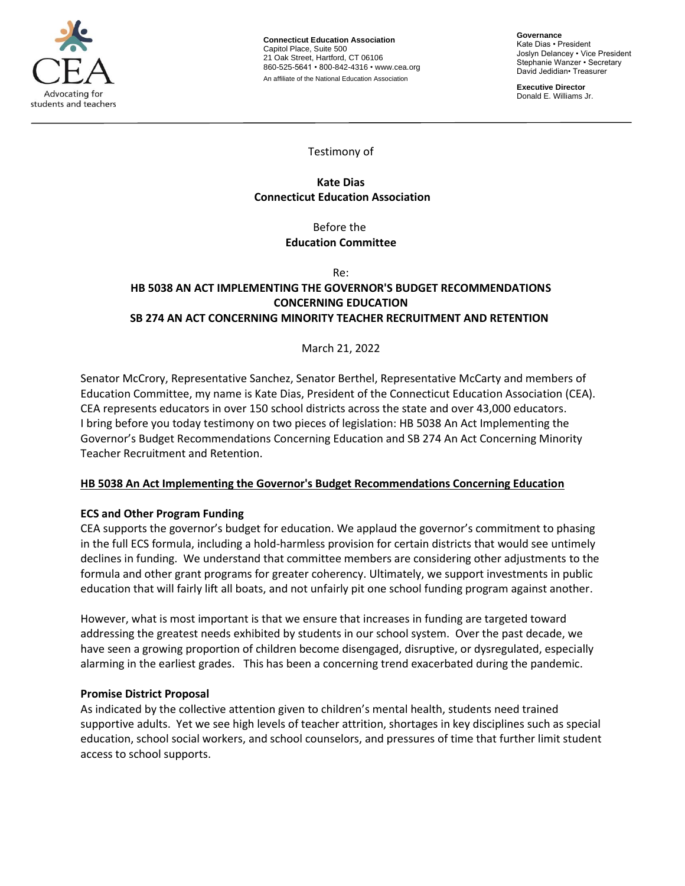CEA
Advocating for students and teachers

**Connecticut Education Association**
Capitol Place, Suite 500
21 Oak Street, Hartford, CT 06106
860-525-5641 • 800-842-4316 • www.cea.org
An affiliate of the National Education Association

**Governance**
Kate Dias • President
Joslyn Delancey • Vice President
Stephanie Wanzer • Secretary
David Jedidian• Treasurer

**Executive Director**
Donald E. Williams Jr.

---

Testimony of

**Kate Dias**
**Connecticut Education Association**

Before the
**Education Committee**

Re:
**HB 5038 AN ACT IMPLEMENTING THE GOVERNOR'S BUDGET RECOMMENDATIONS CONCERNING EDUCATION**
**SB 274 AN ACT CONCERNING MINORITY TEACHER RECRUITMENT AND RETENTION**

March 21, 2022

Senator McCrory, Representative Sanchez, Senator Berthel, Representative McCarty and members of Education Committee, my name is Kate Dias, President of the Connecticut Education Association (CEA). CEA represents educators in over 150 school districts across the state and over 43,000 educators. I bring before you today testimony on two pieces of legislation: HB 5038 An Act Implementing the Governor's Budget Recommendations Concerning Education and SB 274 An Act Concerning Minority Teacher Recruitment and Retention.

**HB 5038 An Act Implementing the Governor's Budget Recommendations Concerning Education**

**ECS and Other Program Funding**
CEA supports the governor's budget for education. We applaud the governor's commitment to phasing in the full ECS formula, including a hold-harmless provision for certain districts that would see untimely declines in funding. We understand that committee members are considering other adjustments to the formula and other grant programs for greater coherency. Ultimately, we support investments in public education that will fairly lift all boats, and not unfairly pit one school funding program against another.

However, what is most important is that we ensure that increases in funding are targeted toward addressing the greatest needs exhibited by students in our school system. Over the past decade, we have seen a growing proportion of children become disengaged, disruptive, or dysregulated, especially alarming in the earliest grades. This has been a concerning trend exacerbated during the pandemic.

**Promise District Proposal**
As indicated by the collective attention given to children's mental health, students need trained supportive adults. Yet we see high levels of teacher attrition, shortages in key disciplines such as special education, school social workers, and school counselors, and pressures of time that further limit student access to school supports.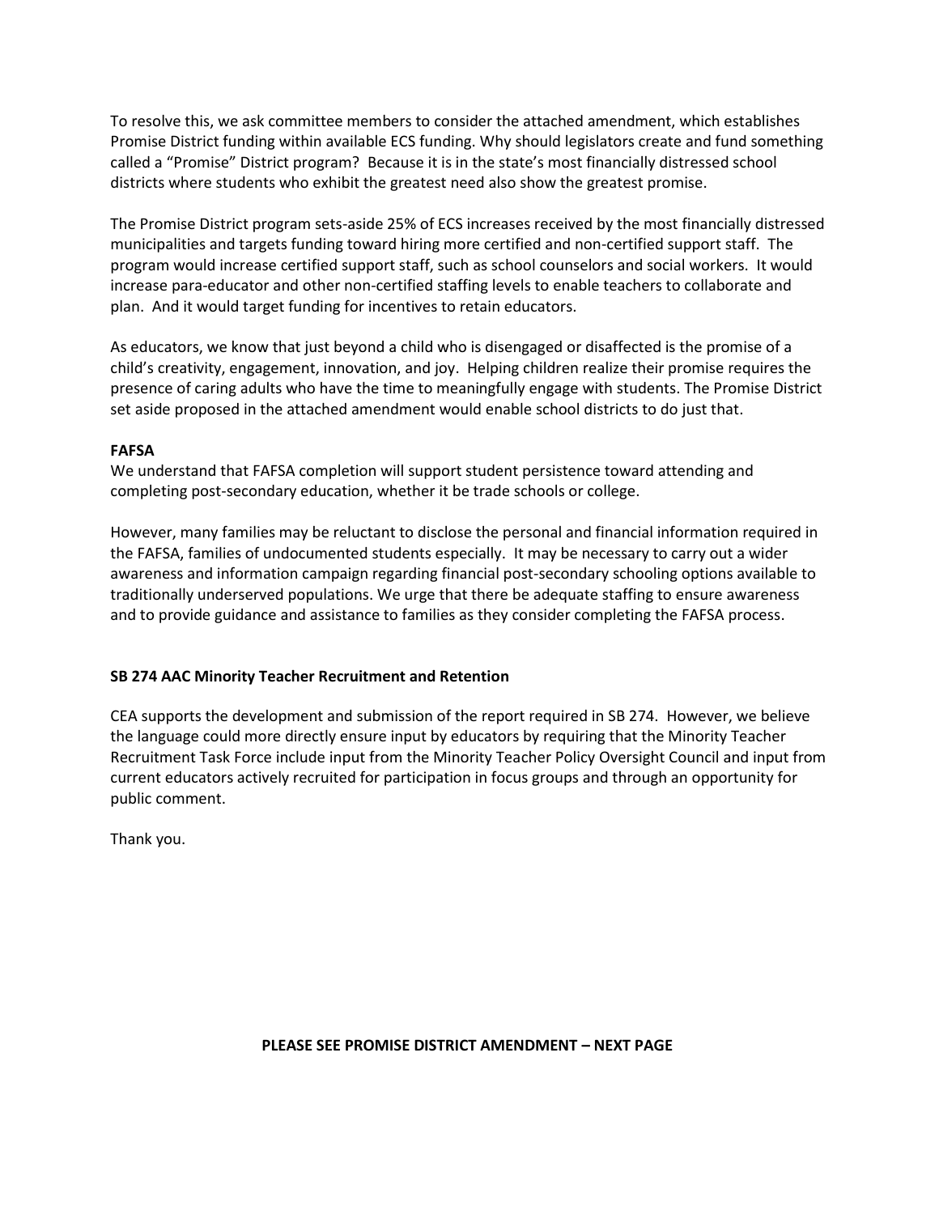To resolve this, we ask committee members to consider the attached amendment, which establishes Promise District funding within available ECS funding. Why should legislators create and fund something called a "Promise" District program? Because it is in the state's most financially distressed school districts where students who exhibit the greatest need also show the greatest promise.

The Promise District program sets-aside 25% of ECS increases received by the most financially distressed municipalities and targets funding toward hiring more certified and non-certified support staff. The program would increase certified support staff, such as school counselors and social workers. It would increase para-educator and other non-certified staffing levels to enable teachers to collaborate and plan. And it would target funding for incentives to retain educators.

As educators, we know that just beyond a child who is disengaged or disaffected is the promise of a child's creativity, engagement, innovation, and joy. Helping children realize their promise requires the presence of caring adults who have the time to meaningfully engage with students. The Promise District set aside proposed in the attached amendment would enable school districts to do just that.

**FAFSA**

We understand that FAFSA completion will support student persistence toward attending and completing post-secondary education, whether it be trade schools or college.

However, many families may be reluctant to disclose the personal and financial information required in the FAFSA, families of undocumented students especially. It may be necessary to carry out a wider awareness and information campaign regarding financial post-secondary schooling options available to traditionally underserved populations. We urge that there be adequate staffing to ensure awareness and to provide guidance and assistance to families as they consider completing the FAFSA process.

**SB 274 AAC Minority Teacher Recruitment and Retention**

CEA supports the development and submission of the report required in SB 274. However, we believe the language could more directly ensure input by educators by requiring that the Minority Teacher Recruitment Task Force include input from the Minority Teacher Policy Oversight Council and input from current educators actively recruited for participation in focus groups and through an opportunity for public comment.

Thank you.

**PLEASE SEE PROMISE DISTRICT AMENDMENT – NEXT PAGE**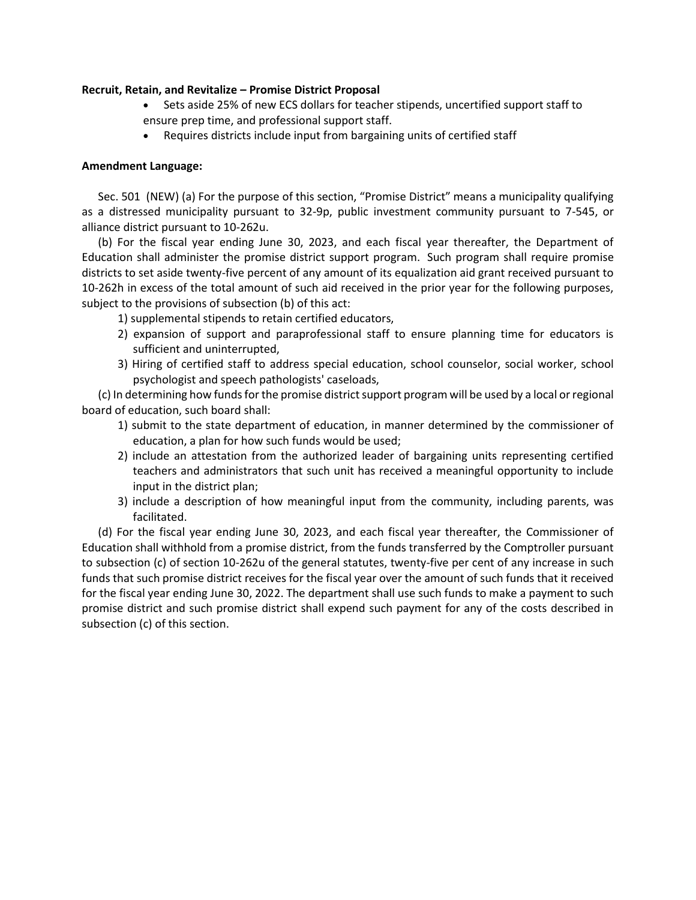**Recruit, Retain, and Revitalize – Promise District Proposal**

- Sets aside 25% of new ECS dollars for teacher stipends, uncertified support staff to ensure prep time, and professional support staff.
- Requires districts include input from bargaining units of certified staff

**Amendment Language:**

Sec. 501 (NEW) (a) For the purpose of this section, "Promise District" means a municipality qualifying as a distressed municipality pursuant to 32-9p, public investment community pursuant to 7-545, or alliance district pursuant to 10-262u.

(b) For the fiscal year ending June 30, 2023, and each fiscal year thereafter, the Department of Education shall administer the promise district support program. Such program shall require promise districts to set aside twenty-five percent of any amount of its equalization aid grant received pursuant to 10-262h in excess of the total amount of such aid received in the prior year for the following purposes, subject to the provisions of subsection (b) of this act:

1) supplemental stipends to retain certified educators,
2) expansion of support and paraprofessional staff to ensure planning time for educators is sufficient and uninterrupted,
3) Hiring of certified staff to address special education, school counselor, social worker, school psychologist and speech pathologists' caseloads,

(c) In determining how funds for the promise district support program will be used by a local or regional board of education, such board shall:

1) submit to the state department of education, in manner determined by the commissioner of education, a plan for how such funds would be used;
2) include an attestation from the authorized leader of bargaining units representing certified teachers and administrators that such unit has received a meaningful opportunity to include input in the district plan;
3) include a description of how meaningful input from the community, including parents, was facilitated.

(d) For the fiscal year ending June 30, 2023, and each fiscal year thereafter, the Commissioner of Education shall withhold from a promise district, from the funds transferred by the Comptroller pursuant to subsection (c) of section 10-262u of the general statutes, twenty-five per cent of any increase in such funds that such promise district receives for the fiscal year over the amount of such funds that it received for the fiscal year ending June 30, 2022. The department shall use such funds to make a payment to such promise district and such promise district shall expend such payment for any of the costs described in subsection (c) of this section.